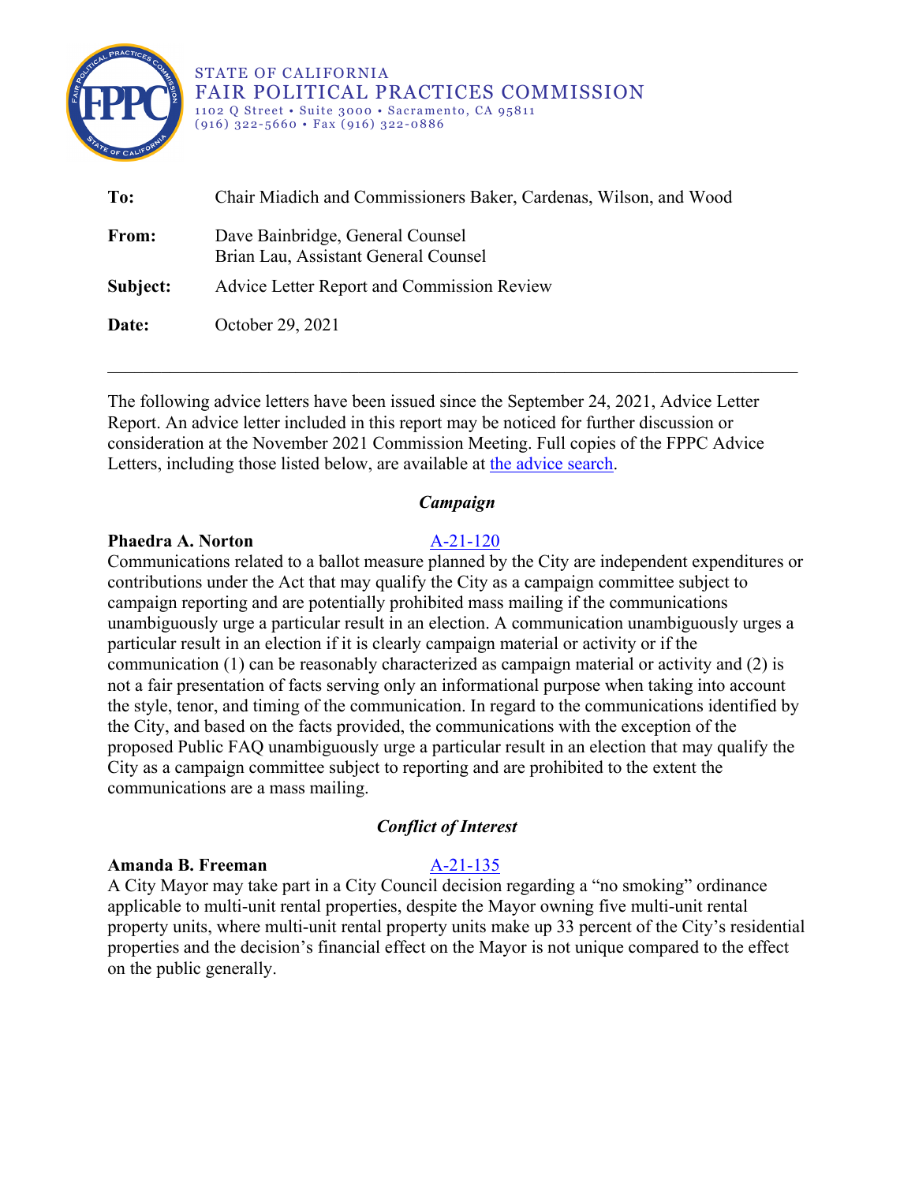STATE OF CALIFORNIA
FAIR POLITICAL PRACTICES COMMISSION
1102 Q Street • Suite 3000 • Sacramento, CA 95811
(916) 322-5660 • Fax (916) 322-0886

**To:** Chair Miadich and Commissioners Baker, Cardenas, Wilson, and Wood

**From:** Dave Bainbridge, General Counsel
Brian Lau, Assistant General Counsel

**Subject:** Advice Letter Report and Commission Review

**Date:** October 29, 2021

---

The following advice letters have been issued since the September 24, 2021, Advice Letter Report. An advice letter included in this report may be noticed for further discussion or consideration at the November 2021 Commission Meeting. Full copies of the FPPC Advice Letters, including those listed below, are available at the advice search.

### *Campaign*

**Phaedra A. Norton** A-21-120

Communications related to a ballot measure planned by the City are independent expenditures or contributions under the Act that may qualify the City as a campaign committee subject to campaign reporting and are potentially prohibited mass mailing if the communications unambiguously urge a particular result in an election. A communication unambiguously urges a particular result in an election if it is clearly campaign material or activity or if the communication (1) can be reasonably characterized as campaign material or activity and (2) is not a fair presentation of facts serving only an informational purpose when taking into account the style, tenor, and timing of the communication. In regard to the communications identified by the City, and based on the facts provided, the communications with the exception of the proposed Public FAQ unambiguously urge a particular result in an election that may qualify the City as a campaign committee subject to reporting and are prohibited to the extent the communications are a mass mailing.

### *Conflict of Interest*

**Amanda B. Freeman** A-21-135

A City Mayor may take part in a City Council decision regarding a "no smoking" ordinance applicable to multi-unit rental properties, despite the Mayor owning five multi-unit rental property units, where multi-unit rental property units make up 33 percent of the City's residential properties and the decision's financial effect on the Mayor is not unique compared to the effect on the public generally.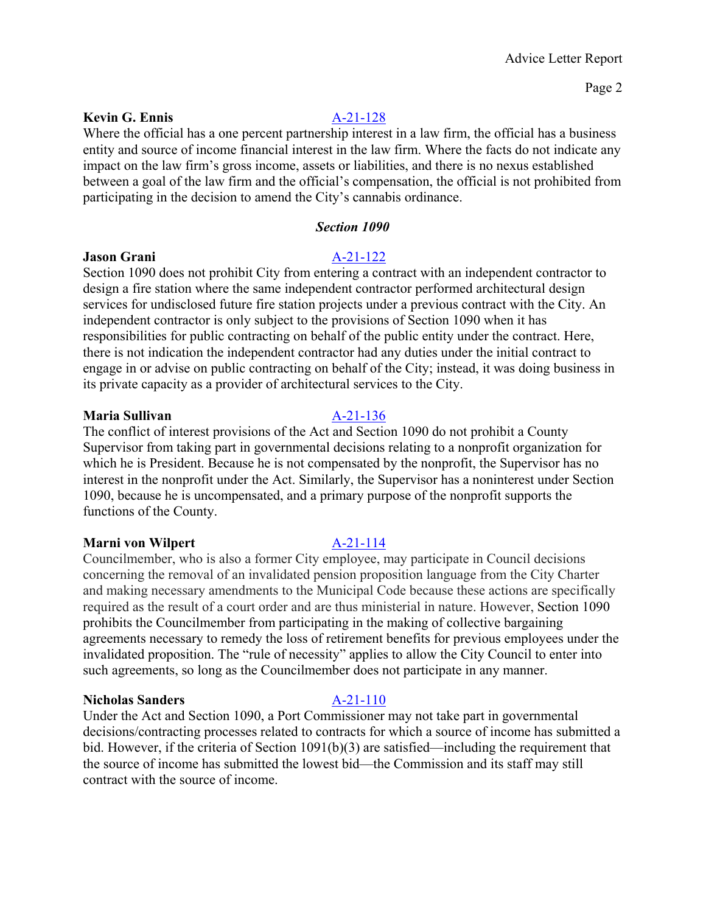**Kevin G. Ennis** A-21-128

Where the official has a one percent partnership interest in a law firm, the official has a business entity and source of income financial interest in the law firm. Where the facts do not indicate any impact on the law firm's gross income, assets or liabilities, and there is no nexus established between a goal of the law firm and the official's compensation, the official is not prohibited from participating in the decision to amend the City's cannabis ordinance.

### *Section 1090*

**Jason Grani** A-21-122

Section 1090 does not prohibit City from entering a contract with an independent contractor to design a fire station where the same independent contractor performed architectural design services for undisclosed future fire station projects under a previous contract with the City. An independent contractor is only subject to the provisions of Section 1090 when it has responsibilities for public contracting on behalf of the public entity under the contract. Here, there is not indication the independent contractor had any duties under the initial contract to engage in or advise on public contracting on behalf of the City; instead, it was doing business in its private capacity as a provider of architectural services to the City.

**Maria Sullivan** A-21-136

The conflict of interest provisions of the Act and Section 1090 do not prohibit a County Supervisor from taking part in governmental decisions relating to a nonprofit organization for which he is President. Because he is not compensated by the nonprofit, the Supervisor has no interest in the nonprofit under the Act. Similarly, the Supervisor has a noninterest under Section 1090, because he is uncompensated, and a primary purpose of the nonprofit supports the functions of the County.

**Marni von Wilpert** A-21-114

Councilmember, who is also a former City employee, may participate in Council decisions concerning the removal of an invalidated pension proposition language from the City Charter and making necessary amendments to the Municipal Code because these actions are specifically required as the result of a court order and are thus ministerial in nature. However, Section 1090 prohibits the Councilmember from participating in the making of collective bargaining agreements necessary to remedy the loss of retirement benefits for previous employees under the invalidated proposition. The "rule of necessity" applies to allow the City Council to enter into such agreements, so long as the Councilmember does not participate in any manner.

**Nicholas Sanders** A-21-110

Under the Act and Section 1090, a Port Commissioner may not take part in governmental decisions/contracting processes related to contracts for which a source of income has submitted a bid. However, if the criteria of Section 1091(b)(3) are satisfied—including the requirement that the source of income has submitted the lowest bid—the Commission and its staff may still contract with the source of income.